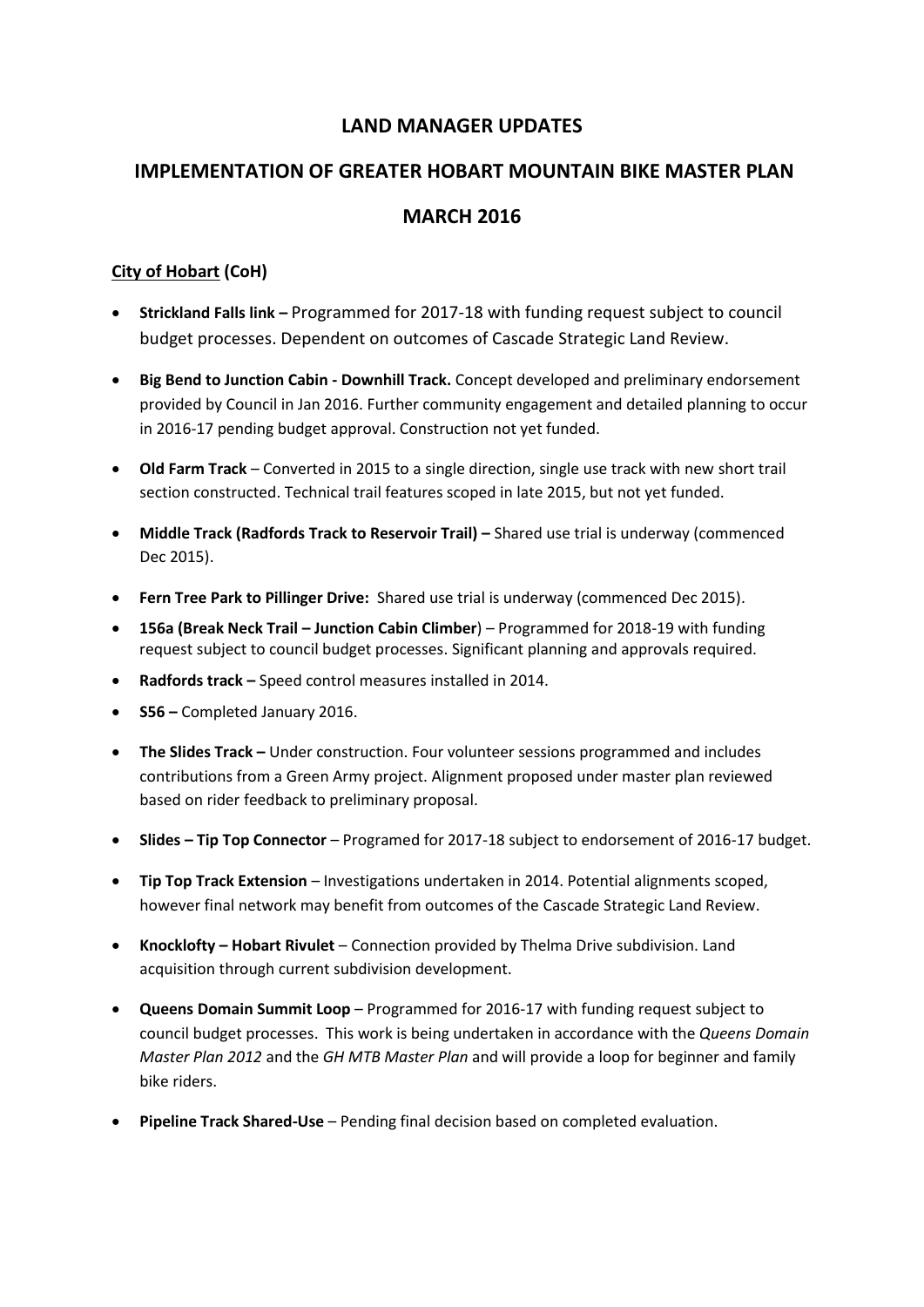# LAND MANAGER UPDATES

# IMPLEMENTATION OF GREATER HOBART MOUNTAIN BIKE MASTER PLAN

# MARCH 2016

## City of Hobart (CoH)

- **Strickland Falls link –** Programmed for 2017-18 with funding request subject to council budget processes. Dependent on outcomes of Cascade Strategic Land Review.
- **Big Bend to Junction Cabin - Downhill Track.** Concept developed and preliminary endorsement provided by Council in Jan 2016. Further community engagement and detailed planning to occur in 2016-17 pending budget approval. Construction not yet funded.
- **Old Farm Track** – Converted in 2015 to a single direction, single use track with new short trail section constructed. Technical trail features scoped in late 2015, but not yet funded.
- **Middle Track (Radfords Track to Reservoir Trail) –** Shared use trial is underway (commenced Dec 2015).
- **Fern Tree Park to Pillinger Drive:** Shared use trial is underway (commenced Dec 2015).
- **156a (Break Neck Trail – Junction Cabin Climber**) – Programmed for 2018-19 with funding request subject to council budget processes. Significant planning and approvals required.
- **Radfords track –** Speed control measures installed in 2014.
- **S56 –** Completed January 2016.
- **The Slides Track –** Under construction. Four volunteer sessions programmed and includes contributions from a Green Army project. Alignment proposed under master plan reviewed based on rider feedback to preliminary proposal.
- **Slides – Tip Top Connector** – Programed for 2017-18 subject to endorsement of 2016-17 budget.
- **Tip Top Track Extension** – Investigations undertaken in 2014. Potential alignments scoped, however final network may benefit from outcomes of the Cascade Strategic Land Review.
- **Knocklofty – Hobart Rivulet** – Connection provided by Thelma Drive subdivision. Land acquisition through current subdivision development.
- **Queens Domain Summit Loop** – Programmed for 2016-17 with funding request subject to council budget processes. This work is being undertaken in accordance with the *Queens Domain Master Plan 2012* and the *GH MTB Master Plan* and will provide a loop for beginner and family bike riders.
- **Pipeline Track Shared-Use** – Pending final decision based on completed evaluation.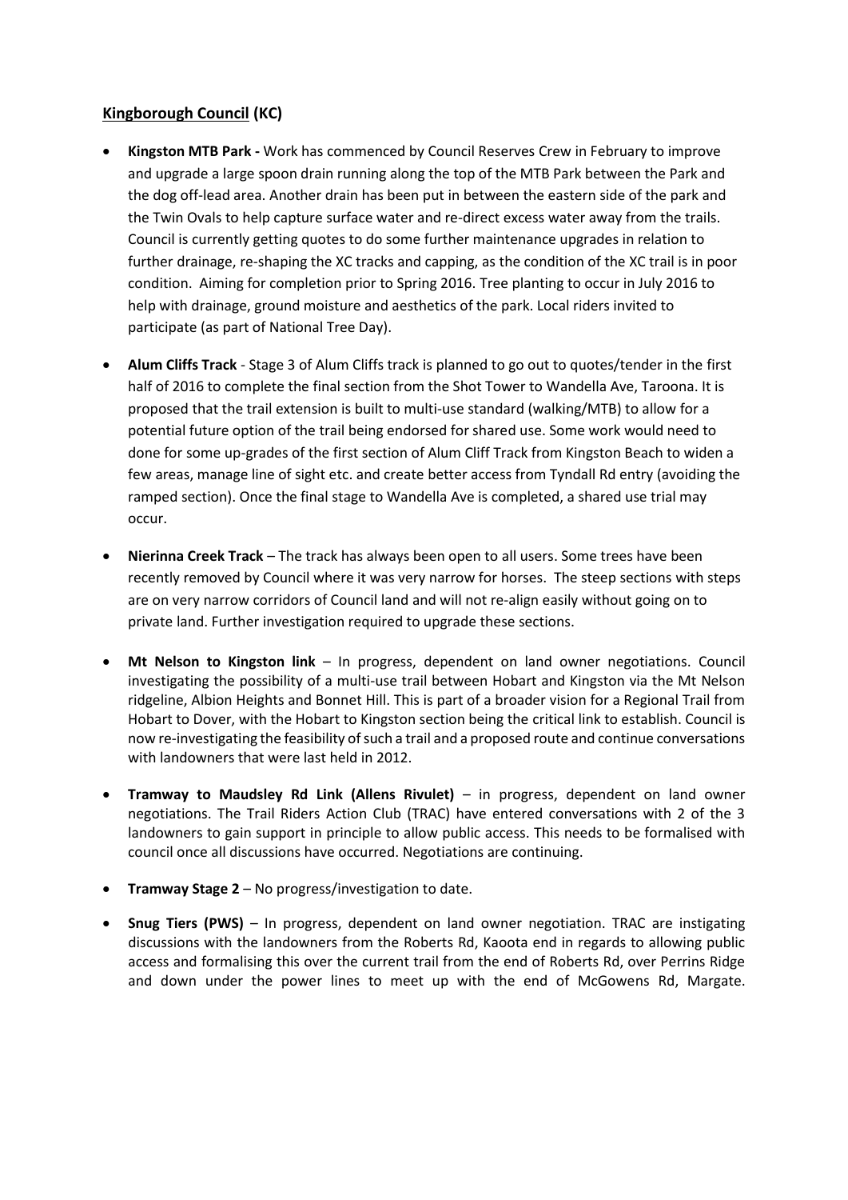## Kingborough Council (KC)

- **Kingston MTB Park -** Work has commenced by Council Reserves Crew in February to improve and upgrade a large spoon drain running along the top of the MTB Park between the Park and the dog off-lead area. Another drain has been put in between the eastern side of the park and the Twin Ovals to help capture surface water and re-direct excess water away from the trails. Council is currently getting quotes to do some further maintenance upgrades in relation to further drainage, re-shaping the XC tracks and capping, as the condition of the XC trail is in poor condition. Aiming for completion prior to Spring 2016. Tree planting to occur in July 2016 to help with drainage, ground moisture and aesthetics of the park. Local riders invited to participate (as part of National Tree Day).

- **Alum Cliffs Track** - Stage 3 of Alum Cliffs track is planned to go out to quotes/tender in the first half of 2016 to complete the final section from the Shot Tower to Wandella Ave, Taroona. It is proposed that the trail extension is built to multi-use standard (walking/MTB) to allow for a potential future option of the trail being endorsed for shared use. Some work would need to done for some up-grades of the first section of Alum Cliff Track from Kingston Beach to widen a few areas, manage line of sight etc. and create better access from Tyndall Rd entry (avoiding the ramped section). Once the final stage to Wandella Ave is completed, a shared use trial may occur.

- **Nierinna Creek Track** – The track has always been open to all users. Some trees have been recently removed by Council where it was very narrow for horses. The steep sections with steps are on very narrow corridors of Council land and will not re-align easily without going on to private land. Further investigation required to upgrade these sections.

- **Mt Nelson to Kingston link** – In progress, dependent on land owner negotiations. Council investigating the possibility of a multi-use trail between Hobart and Kingston via the Mt Nelson ridgeline, Albion Heights and Bonnet Hill. This is part of a broader vision for a Regional Trail from Hobart to Dover, with the Hobart to Kingston section being the critical link to establish. Council is now re-investigating the feasibility of such a trail and a proposed route and continue conversations with landowners that were last held in 2012.

- **Tramway to Maudsley Rd Link (Allens Rivulet)** – in progress, dependent on land owner negotiations. The Trail Riders Action Club (TRAC) have entered conversations with 2 of the 3 landowners to gain support in principle to allow public access. This needs to be formalised with council once all discussions have occurred. Negotiations are continuing.

- **Tramway Stage 2** – No progress/investigation to date.

- **Snug Tiers (PWS)** – In progress, dependent on land owner negotiation. TRAC are instigating discussions with the landowners from the Roberts Rd, Kaoota end in regards to allowing public access and formalising this over the current trail from the end of Roberts Rd, over Perrins Ridge and down under the power lines to meet up with the end of McGowens Rd, Margate.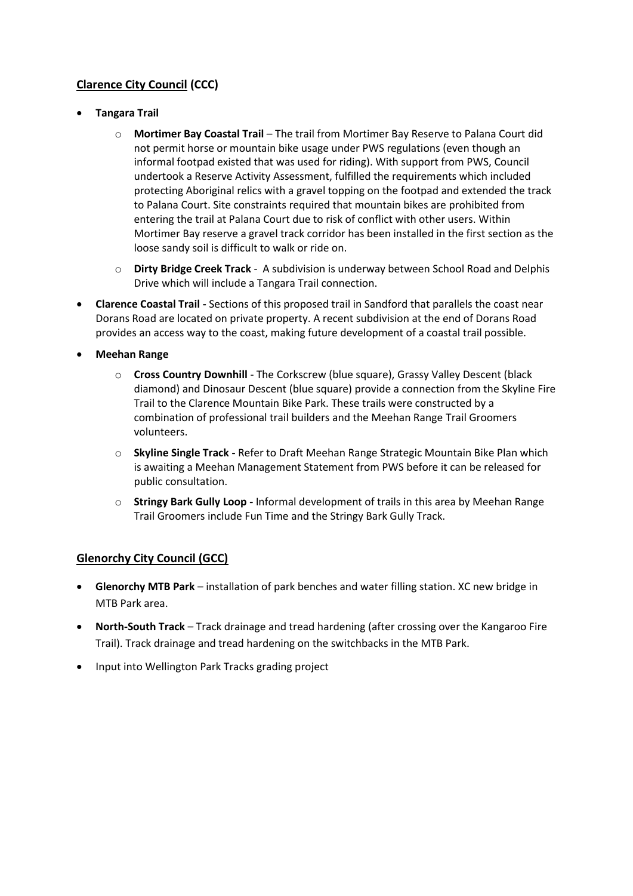## **Clarence City Council (CCC)**

- **Tangara Trail**
  - **Mortimer Bay Coastal Trail** – The trail from Mortimer Bay Reserve to Palana Court did not permit horse or mountain bike usage under PWS regulations (even though an informal footpad existed that was used for riding). With support from PWS, Council undertook a Reserve Activity Assessment, fulfilled the requirements which included protecting Aboriginal relics with a gravel topping on the footpad and extended the track to Palana Court. Site constraints required that mountain bikes are prohibited from entering the trail at Palana Court due to risk of conflict with other users. Within Mortimer Bay reserve a gravel track corridor has been installed in the first section as the loose sandy soil is difficult to walk or ride on.
  - **Dirty Bridge Creek Track** - A subdivision is underway between School Road and Delphis Drive which will include a Tangara Trail connection.
- **Clarence Coastal Trail -** Sections of this proposed trail in Sandford that parallels the coast near Dorans Road are located on private property. A recent subdivision at the end of Dorans Road provides an access way to the coast, making future development of a coastal trail possible.
- **Meehan Range**
  - **Cross Country Downhill** - The Corkscrew (blue square), Grassy Valley Descent (black diamond) and Dinosaur Descent (blue square) provide a connection from the Skyline Fire Trail to the Clarence Mountain Bike Park. These trails were constructed by a combination of professional trail builders and the Meehan Range Trail Groomers volunteers.
  - **Skyline Single Track -** Refer to Draft Meehan Range Strategic Mountain Bike Plan which is awaiting a Meehan Management Statement from PWS before it can be released for public consultation.
  - **Stringy Bark Gully Loop -** Informal development of trails in this area by Meehan Range Trail Groomers include Fun Time and the Stringy Bark Gully Track.

## **Glenorchy City Council (GCC)**

- **Glenorchy MTB Park** – installation of park benches and water filling station. XC new bridge in MTB Park area.
- **North-South Track** – Track drainage and tread hardening (after crossing over the Kangaroo Fire Trail). Track drainage and tread hardening on the switchbacks in the MTB Park.
- Input into Wellington Park Tracks grading project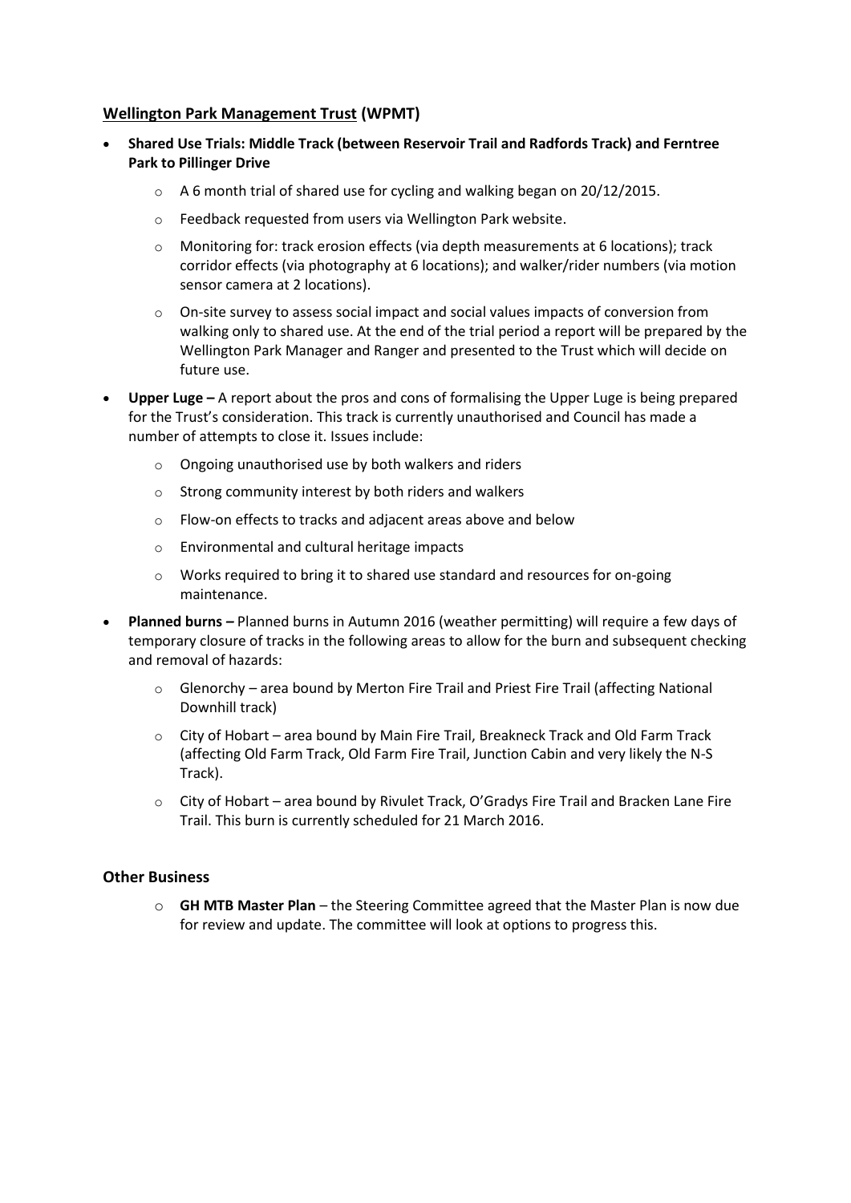## Wellington Park Management Trust (WPMT)

- **Shared Use Trials: Middle Track (between Reservoir Trail and Radfords Track) and Ferntree Park to Pillinger Drive**
  - A 6 month trial of shared use for cycling and walking began on 20/12/2015.
  - Feedback requested from users via Wellington Park website.
  - Monitoring for: track erosion effects (via depth measurements at 6 locations); track corridor effects (via photography at 6 locations); and walker/rider numbers (via motion sensor camera at 2 locations).
  - On-site survey to assess social impact and social values impacts of conversion from walking only to shared use. At the end of the trial period a report will be prepared by the Wellington Park Manager and Ranger and presented to the Trust which will decide on future use.
- **Upper Luge –** A report about the pros and cons of formalising the Upper Luge is being prepared for the Trust's consideration. This track is currently unauthorised and Council has made a number of attempts to close it. Issues include:
  - Ongoing unauthorised use by both walkers and riders
  - Strong community interest by both riders and walkers
  - Flow-on effects to tracks and adjacent areas above and below
  - Environmental and cultural heritage impacts
  - Works required to bring it to shared use standard and resources for on-going maintenance.
- **Planned burns –** Planned burns in Autumn 2016 (weather permitting) will require a few days of temporary closure of tracks in the following areas to allow for the burn and subsequent checking and removal of hazards:
  - Glenorchy – area bound by Merton Fire Trail and Priest Fire Trail (affecting National Downhill track)
  - City of Hobart – area bound by Main Fire Trail, Breakneck Track and Old Farm Track (affecting Old Farm Track, Old Farm Fire Trail, Junction Cabin and very likely the N-S Track).
  - City of Hobart – area bound by Rivulet Track, O'Gradys Fire Trail and Bracken Lane Fire Trail. This burn is currently scheduled for 21 March 2016.

## Other Business

- **GH MTB Master Plan** – the Steering Committee agreed that the Master Plan is now due for review and update. The committee will look at options to progress this.